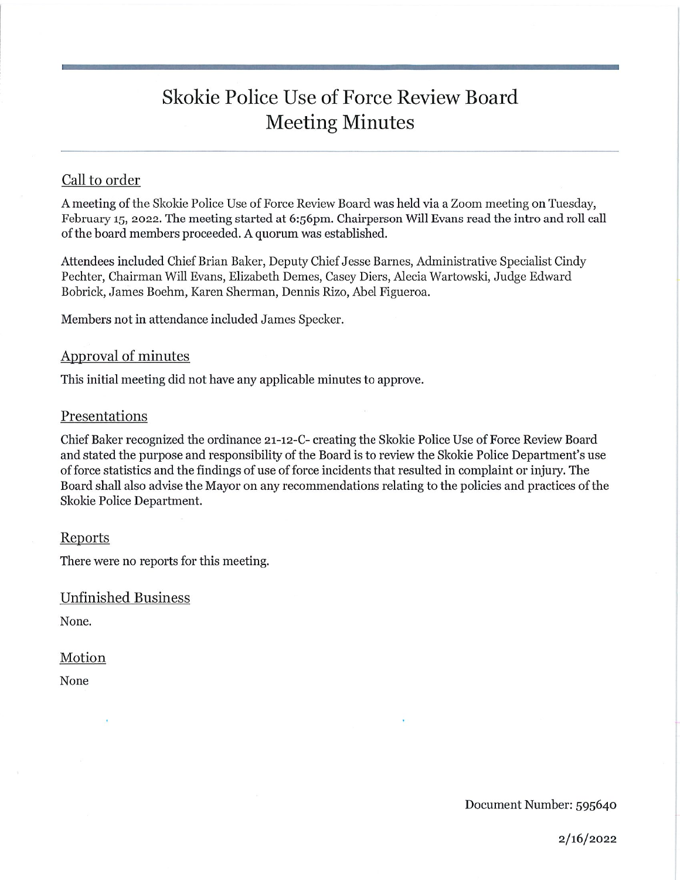# Skokie Police Use of Force Review Board Meeting Minutes

## Call to order

A meeting of the Skokie Police Use of Force Review Board was held via a Zoom meeting on Tuesday, February 15, 2022. The meeting started at 6:56pm. Chairperson Will Evans read the intro and roll call of the board members proceeded. A quorum was established.

Attendees included Chief Brian Baker, Deputy Chief Jesse Barnes, Administrative Specialist Cindy Pechter, Chairman Will Evans, Elizabeth Demes, Casey Diers, Alecia Wartowski, Judge Edward Bobrick, James Boehm, Karen Sherman, Dennis Rizo, Abel Figueroa.

Members not in attendance included James Specker.

## Approval of minutes

This initial meeting did not have any applicable minutes to approve.

## Presentations

Chief Baker recognized the ordinance 21-12-C- creating the Skokie Police Use of Force Review Board and stated the purpose and responsibility of the Board is to review the Skokie Police Department's use of force statistics and the findings of use of force incidents that resulted in complaint or injury. The Board shall also advise the Mayor on any recommendations relating to the policies and practices of the Skokie Police Department.

## Reports

There were no reports for this meeting.

## Unfinished Business

None.

## Motion

None

Document Number: 595640

2/16/2022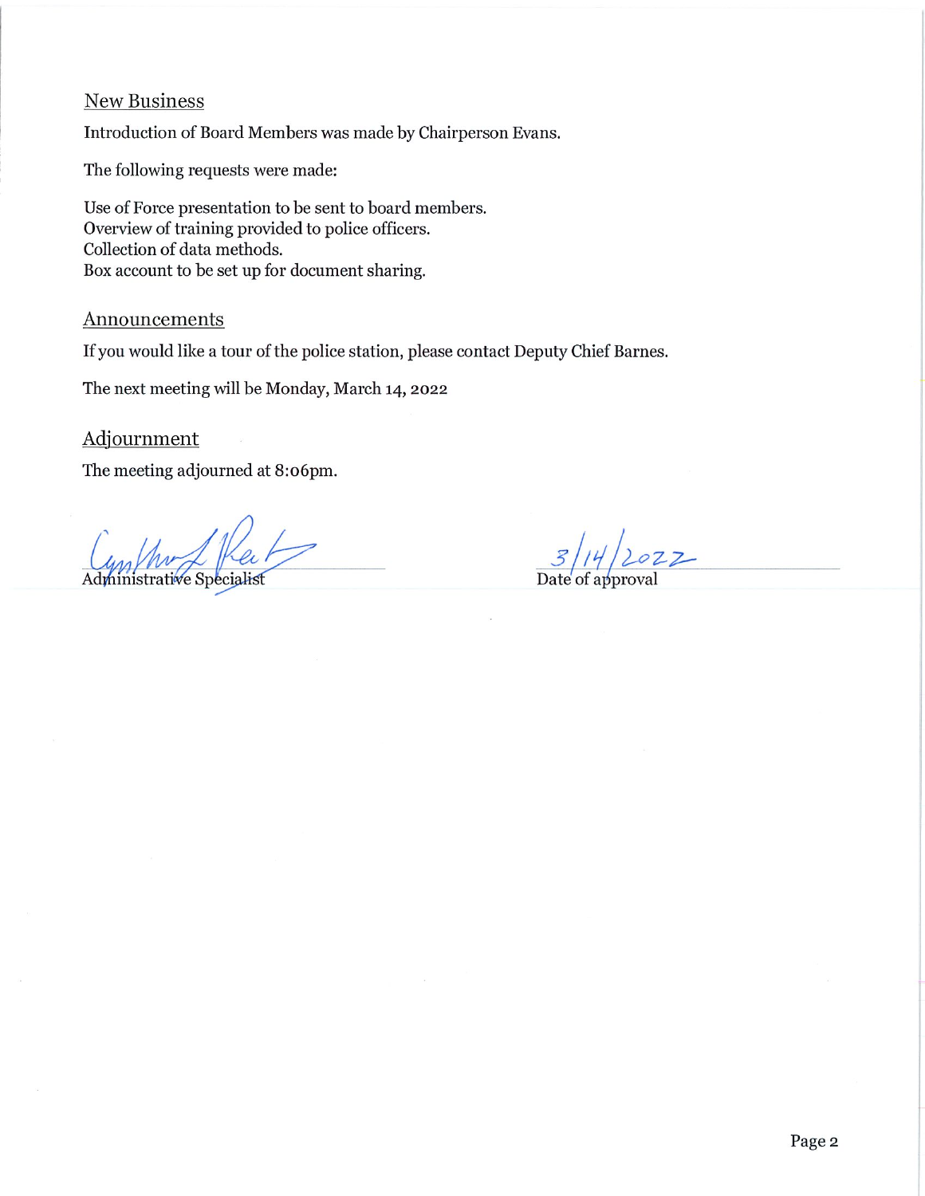## New Business

Introduction of Board Members was made by Chairperson Evans.

The following requests were made:

Use of Force presentation to be sent to board members.
Overview of training provided to police officers.
Collection of data methods.
Box account to be set up for document sharing.

## Announcements

If you would like a tour of the police station, please contact Deputy Chief Barnes.

The next meeting will be Monday, March 14, 2022

## Adjournment

The meeting adjourned at 8:06pm.

Administrative Specialist

3/14/2022
Date of approval